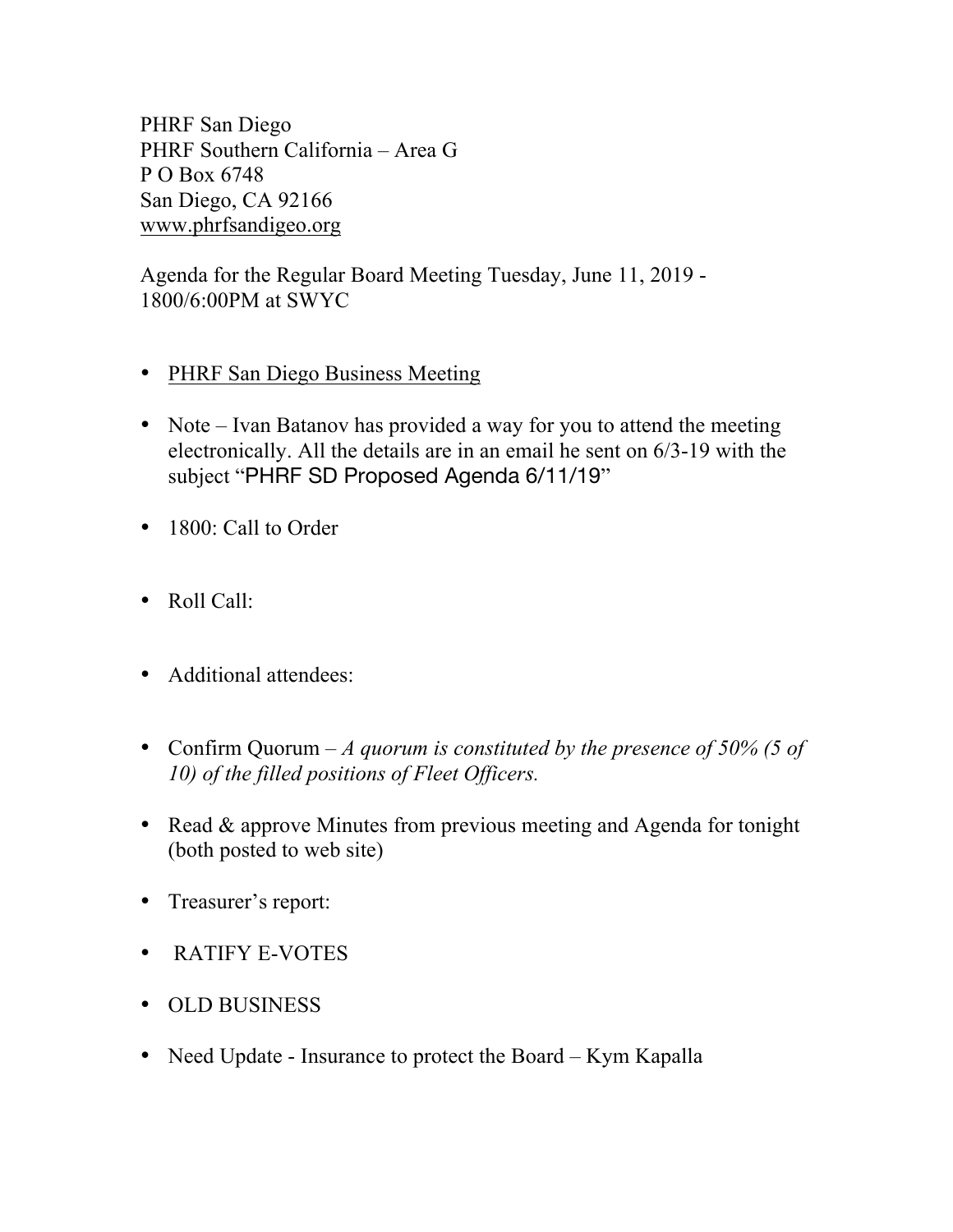PHRF San Diego
PHRF Southern California – Area G
P O Box 6748
San Diego, CA 92166
www.phrfsandigeo.org

Agenda for the Regular Board Meeting Tuesday, June 11, 2019 - 1800/6:00PM at SWYC

- PHRF San Diego Business Meeting
- Note – Ivan Batanov has provided a way for you to attend the meeting electronically. All the details are in an email he sent on 6/3-19 with the subject "PHRF SD Proposed Agenda 6/11/19"
- 1800: Call to Order
- Roll Call:
- Additional attendees:
- Confirm Quorum – *A quorum is constituted by the presence of 50% (5 of 10) of the filled positions of Fleet Officers.*
- Read & approve Minutes from previous meeting and Agenda for tonight (both posted to web site)
- Treasurer's report:
- RATIFY E-VOTES
- OLD BUSINESS
- Need Update - Insurance to protect the Board – Kym Kapalla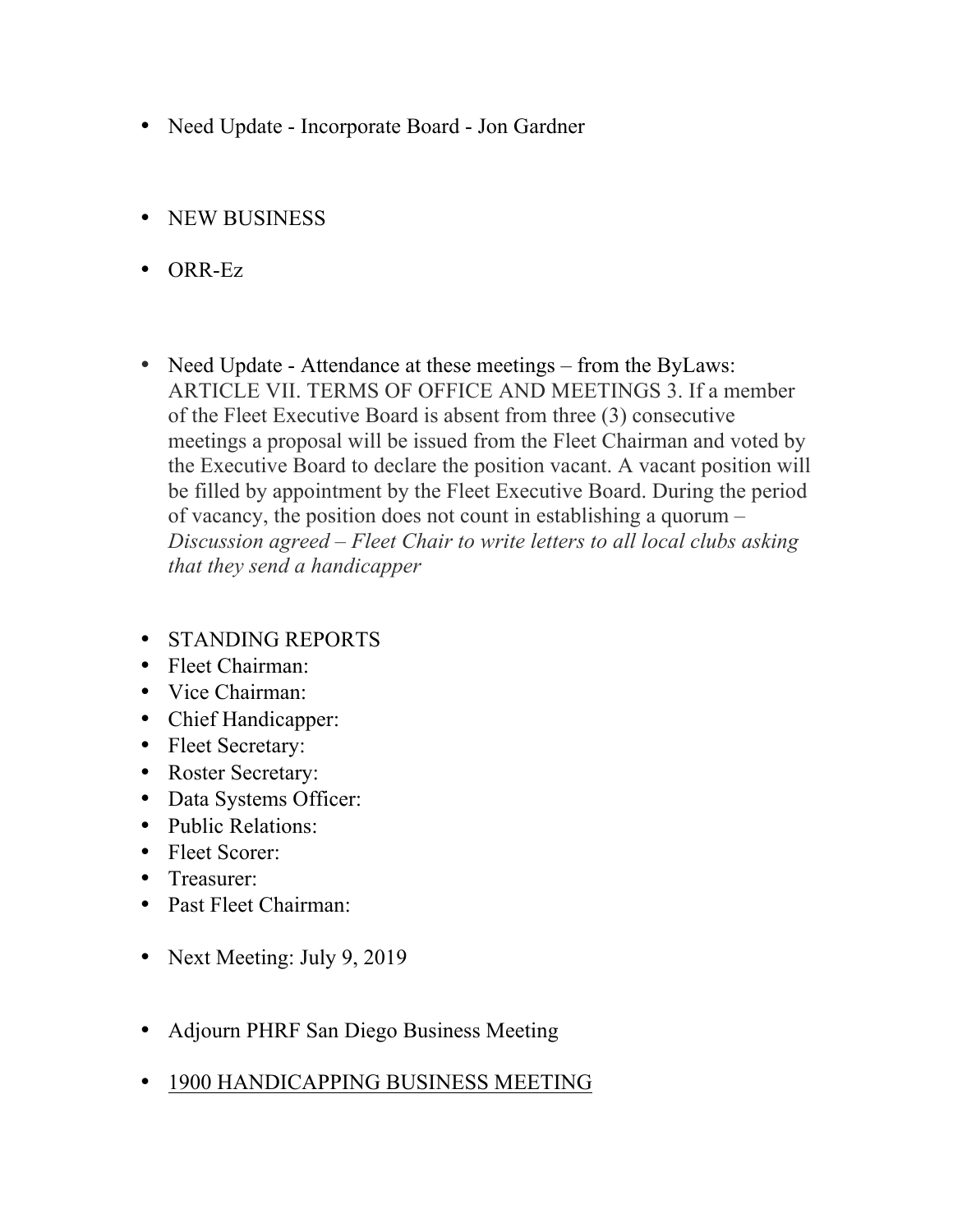- Need Update - Incorporate Board - Jon Gardner

- NEW BUSINESS
- ORR-Ez

- Need Update - Attendance at these meetings – from the ByLaws: ARTICLE VII. TERMS OF OFFICE AND MEETINGS 3. If a member of the Fleet Executive Board is absent from three (3) consecutive meetings a proposal will be issued from the Fleet Chairman and voted by the Executive Board to declare the position vacant. A vacant position will be filled by appointment by the Fleet Executive Board. During the period of vacancy, the position does not count in establishing a quorum – *Discussion agreed – Fleet Chair to write letters to all local clubs asking that they send a handicapper*

- STANDING REPORTS
- Fleet Chairman:
- Vice Chairman:
- Chief Handicapper:
- Fleet Secretary:
- Roster Secretary:
- Data Systems Officer:
- Public Relations:
- Fleet Scorer:
- Treasurer:
- Past Fleet Chairman:

- Next Meeting: July 9, 2019

- Adjourn PHRF San Diego Business Meeting

- <u>1900 HANDICAPPING BUSINESS MEETING</u>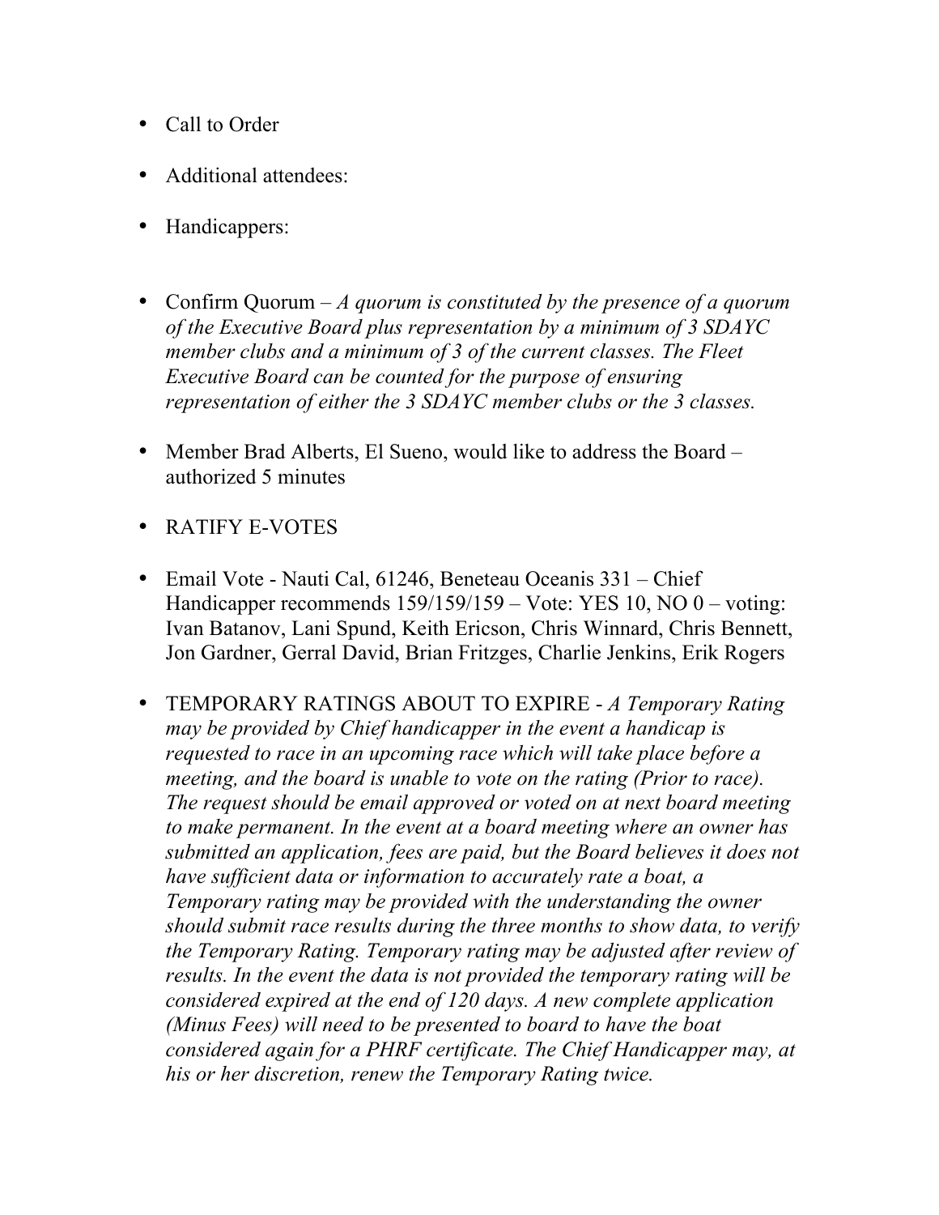- Call to Order
- Additional attendees:
- Handicappers:

- Confirm Quorum – *A quorum is constituted by the presence of a quorum of the Executive Board plus representation by a minimum of 3 SDAYC member clubs and a minimum of 3 of the current classes. The Fleet Executive Board can be counted for the purpose of ensuring representation of either the 3 SDAYC member clubs or the 3 classes.*
- Member Brad Alberts, El Sueno, would like to address the Board – authorized 5 minutes
- RATIFY E-VOTES
- Email Vote - Nauti Cal, 61246, Beneteau Oceanis 331 – Chief Handicapper recommends 159/159/159 – Vote: YES 10, NO 0 – voting: Ivan Batanov, Lani Spund, Keith Ericson, Chris Winnard, Chris Bennett, Jon Gardner, Gerral David, Brian Fritzges, Charlie Jenkins, Erik Rogers
- TEMPORARY RATINGS ABOUT TO EXPIRE - *A Temporary Rating may be provided by Chief handicapper in the event a handicap is requested to race in an upcoming race which will take place before a meeting, and the board is unable to vote on the rating (Prior to race). The request should be email approved or voted on at next board meeting to make permanent. In the event at a board meeting where an owner has submitted an application, fees are paid, but the Board believes it does not have sufficient data or information to accurately rate a boat, a Temporary rating may be provided with the understanding the owner should submit race results during the three months to show data, to verify the Temporary Rating. Temporary rating may be adjusted after review of results. In the event the data is not provided the temporary rating will be considered expired at the end of 120 days. A new complete application (Minus Fees) will need to be presented to board to have the boat considered again for a PHRF certificate. The Chief Handicapper may, at his or her discretion, renew the Temporary Rating twice.*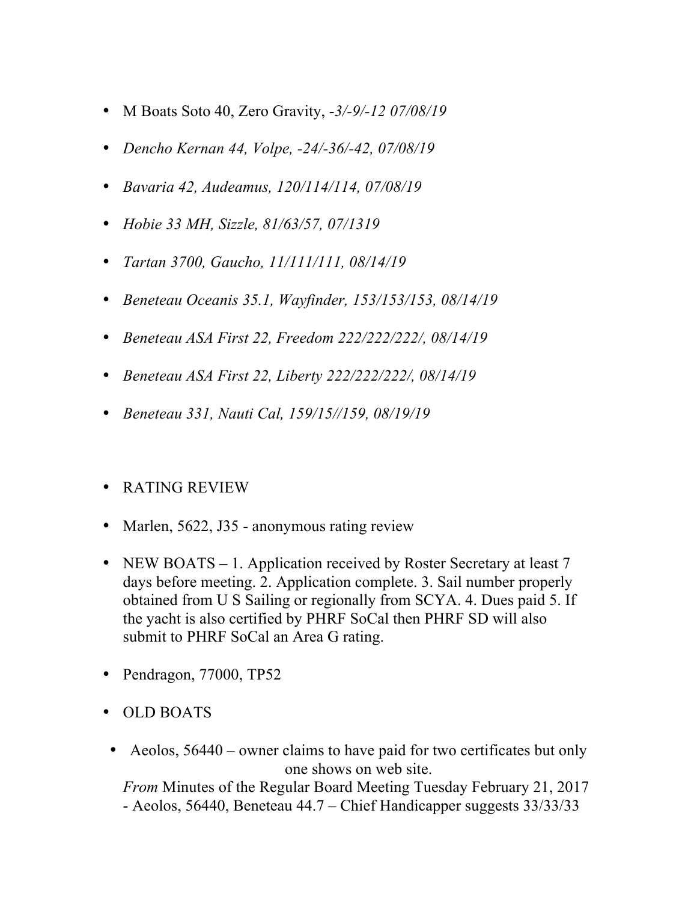- M Boats Soto 40, Zero Gravity, *-3/-9/-12 07/08/19*
- *Dencho Kernan 44, Volpe, -24/-36/-42, 07/08/19*
- *Bavaria 42, Audeamus, 120/114/114, 07/08/19*
- *Hobie 33 MH, Sizzle, 81/63/57, 07/1319*
- *Tartan 3700, Gaucho, 11/111/111, 08/14/19*
- *Beneteau Oceanis 35.1, Wayfinder, 153/153/153, 08/14/19*
- *Beneteau ASA First 22, Freedom 222/222/222/, 08/14/19*
- *Beneteau ASA First 22, Liberty 222/222/222/, 08/14/19*
- *Beneteau 331, Nauti Cal, 159/15//159, 08/19/19*

- RATING REVIEW
- Marlen, 5622, J35 - anonymous rating review
- NEW BOATS – 1. Application received by Roster Secretary at least 7 days before meeting. 2. Application complete. 3. Sail number properly obtained from U S Sailing or regionally from SCYA. 4. Dues paid 5. If the yacht is also certified by PHRF SoCal then PHRF SD will also submit to PHRF SoCal an Area G rating.
- Pendragon, 77000, TP52
- OLD BOATS
- Aeolos, 56440 – owner claims to have paid for two certificates but only one shows on web site.
  *From* Minutes of the Regular Board Meeting Tuesday February 21, 2017 - Aeolos, 56440, Beneteau 44.7 – Chief Handicapper suggests 33/33/33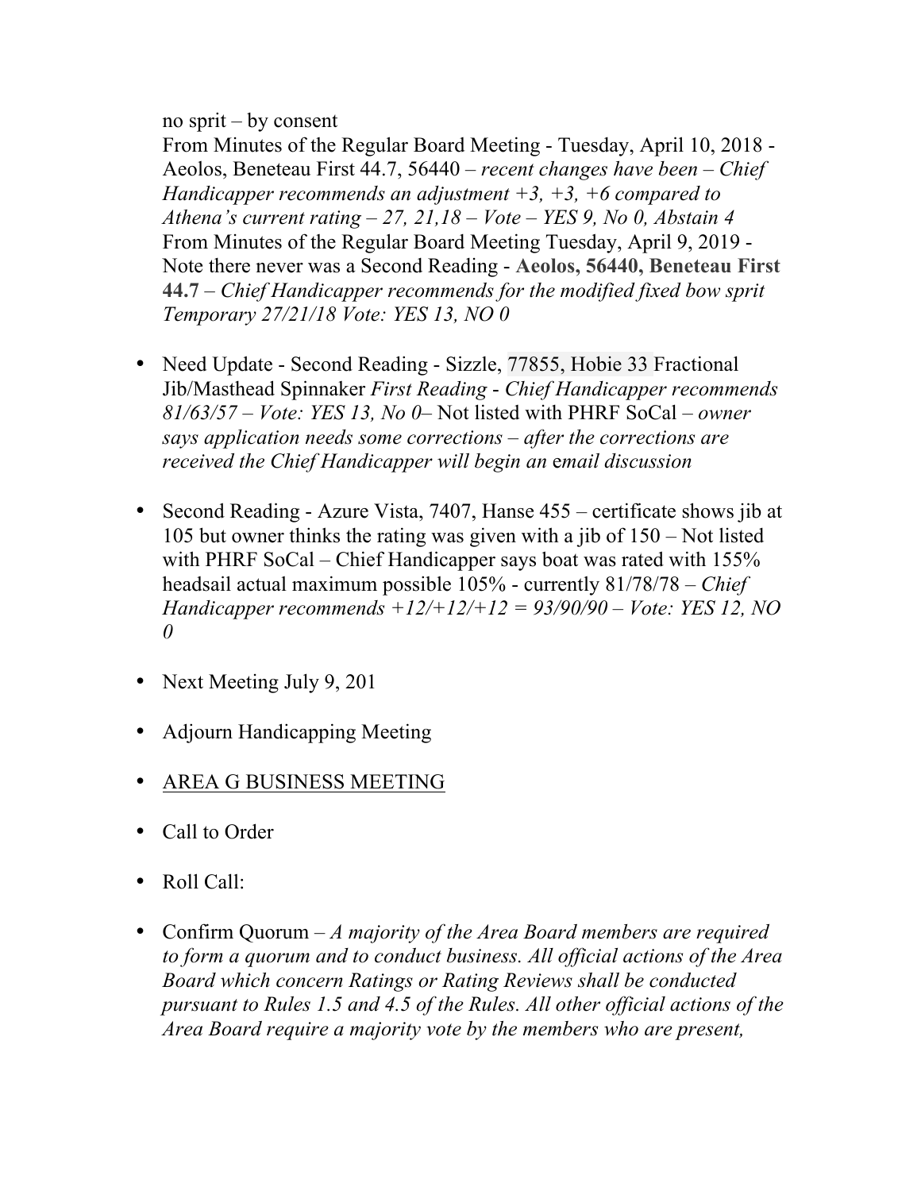no sprit – by consent
From Minutes of the Regular Board Meeting - Tuesday, April 10, 2018 - Aeolos, Beneteau First 44.7, 56440 – *recent changes have been – Chief Handicapper recommends an adjustment +3, +3, +6 compared to Athena's current rating – 27, 21,18 – Vote – YES 9, No 0, Abstain 4*
From Minutes of the Regular Board Meeting Tuesday, April 9, 2019 - Note there never was a Second Reading - **Aeolos, 56440, Beneteau First 44.7** – *Chief Handicapper recommends for the modified fixed bow sprit Temporary 27/21/18 Vote: YES 13, NO 0*

- Need Update - Second Reading - Sizzle, 77855, Hobie 33 Fractional Jib/Masthead Spinnaker *First Reading - Chief Handicapper recommends 81/63/57 – Vote: YES 13, No 0*– Not listed with PHRF SoCal – *owner says application needs some corrections – after the corrections are received the Chief Handicapper will begin an* email *discussion*

- Second Reading - Azure Vista, 7407, Hanse 455 – certificate shows jib at 105 but owner thinks the rating was given with a jib of 150 – Not listed with PHRF SoCal – Chief Handicapper says boat was rated with 155% headsail actual maximum possible 105% - currently 81/78/78 – *Chief Handicapper recommends +12/+12/+12 = 93/90/90 – Vote: YES 12, NO 0*

- Next Meeting July 9, 201

- Adjourn Handicapping Meeting

- <u>AREA G BUSINESS MEETING</u>

- Call to Order

- Roll Call:

- Confirm Quorum – *A majority of the Area Board members are required to form a quorum and to conduct business. All official actions of the Area Board which concern Ratings or Rating Reviews shall be conducted pursuant to Rules 1.5 and 4.5 of the Rules. All other official actions of the Area Board require a majority vote by the members who are present,*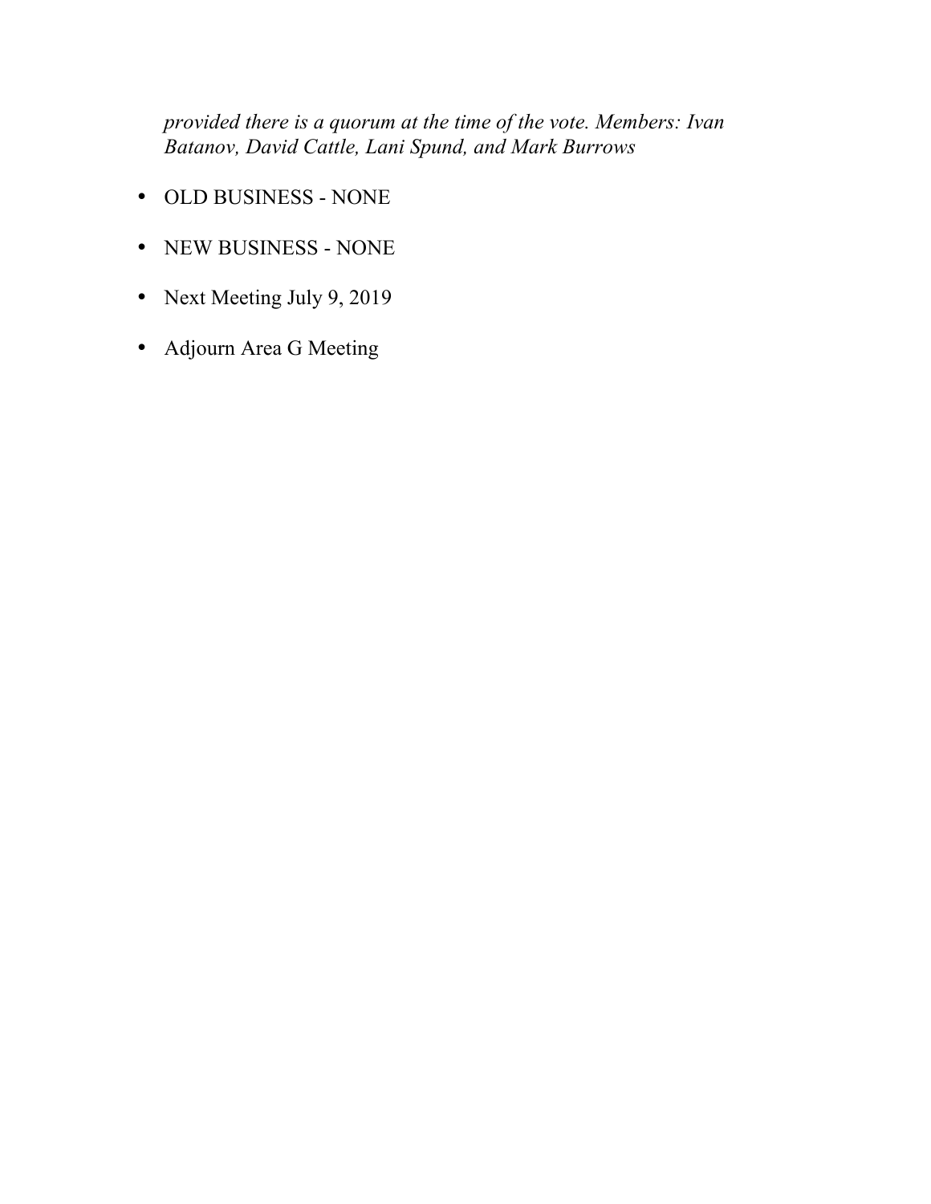*provided there is a quorum at the time of the vote. Members: Ivan Batanov, David Cattle, Lani Spund, and Mark Burrows*

- OLD BUSINESS - NONE
- NEW BUSINESS - NONE
- Next Meeting July 9, 2019
- Adjourn Area G Meeting